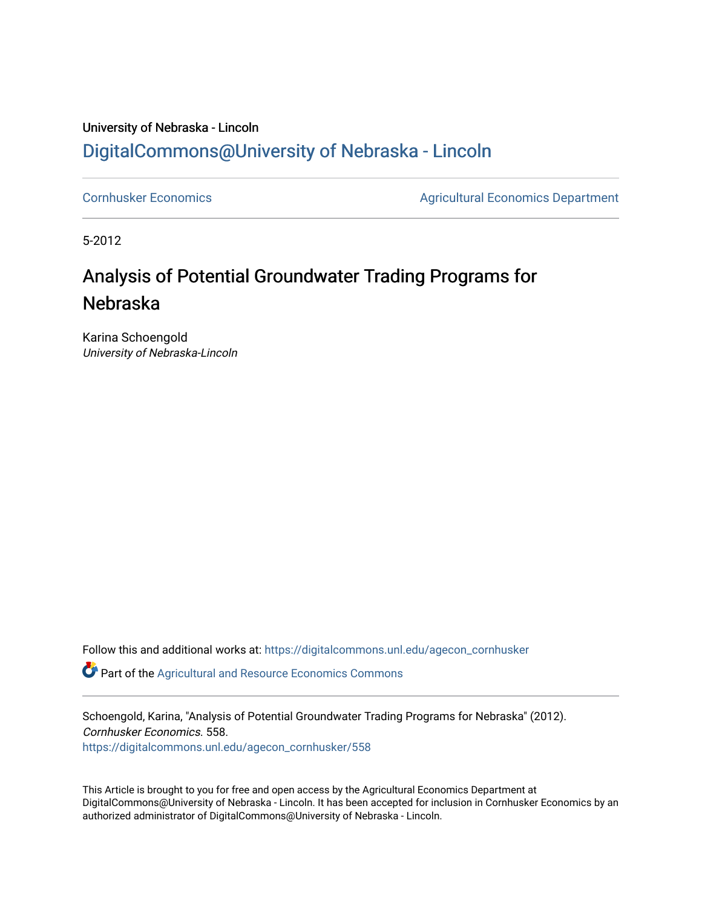University of Nebraska - Lincoln

## DigitalCommons@University of Nebraska - Lincoln

Cornhusker Economics

Agricultural Economics Department

5-2012

# Analysis of Potential Groundwater Trading Programs for Nebraska

Karina Schoengold
*University of Nebraska-Lincoln*

Follow this and additional works at: https://digitalcommons.unl.edu/agecon_cornhusker

Part of the Agricultural and Resource Economics Commons

Schoengold, Karina, "Analysis of Potential Groundwater Trading Programs for Nebraska" (2012). *Cornhusker Economics*. 558.
https://digitalcommons.unl.edu/agecon_cornhusker/558

This Article is brought to you for free and open access by the Agricultural Economics Department at DigitalCommons@University of Nebraska - Lincoln. It has been accepted for inclusion in Cornhusker Economics by an authorized administrator of DigitalCommons@University of Nebraska - Lincoln.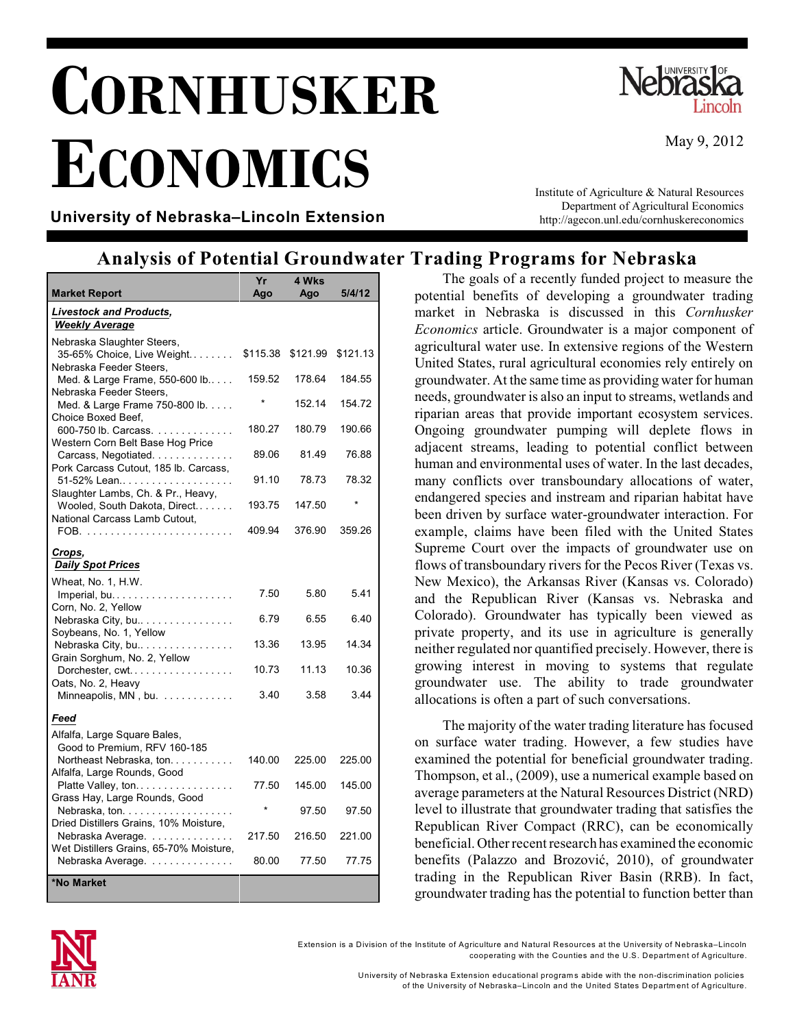# CORNHUSKER ECONOMICS

May 9, 2012

**University of Nebraska–Lincoln Extension**

Institute of Agriculture & Natural Resources
Department of Agricultural Economics
http://agecon.unl.edu/cornhuskereconomics

## Analysis of Potential Groundwater Trading Programs for Nebraska

| Market Report | Yr Ago | 4 Wks Ago | 5/4/12 |
|---|---|---|---|
| ***Livestock and Products, Weekly Average*** | | | |
| Nebraska Slaughter Steers, 35-65% Choice, Live Weight. . . . . . . . | $115.38 | $121.99 | $121.13 |
| Nebraska Feeder Steers, Med. & Large Frame, 550-600 lb. . . . . | 159.52 | 178.64 | 184.55 |
| Nebraska Feeder Steers, Med. & Large Frame 750-800 lb. . . . . | * | 152.14 | 154.72 |
| Choice Boxed Beef, 600-750 lb. Carcass. . . . . . . . . . . . . | 180.27 | 180.79 | 190.66 |
| Western Corn Belt Base Hog Price Carcass, Negotiated. . . . . . . . . . . . . | 89.06 | 81.49 | 76.88 |
| Pork Carcass Cutout, 185 lb. Carcass, 51-52% Lean. . . . . . . . . . . . . . . . . . . | 91.10 | 78.73 | 78.32 |
| Slaughter Lambs, Ch. & Pr., Heavy, Wooled, South Dakota, Direct. . . . . . . | 193.75 | 147.50 | * |
| National Carcass Lamb Cutout, FOB. . . . . . . . . . . . . . . . . . . . . . . . . . | 409.94 | 376.90 | 359.26 |
| ***Crops, Daily Spot Prices*** | | | |
| Wheat, No. 1, H.W. Imperial, bu. . . . . . . . . . . . . . . . . . . . . | 7.50 | 5.80 | 5.41 |
| Corn, No. 2, Yellow Nebraska City, bu. . . . . . . . . . . . . . . . | 6.79 | 6.55 | 6.40 |
| Soybeans, No. 1, Yellow Nebraska City, bu. . . . . . . . . . . . . . . . | 13.36 | 13.95 | 14.34 |
| Grain Sorghum, No. 2, Yellow Dorchester, cwt. . . . . . . . . . . . . . . . . . | 10.73 | 11.13 | 10.36 |
| Oats, No. 2, Heavy Minneapolis, MN , bu. . . . . . . . . . . . | 3.40 | 3.58 | 3.44 |
| ***Feed*** | | | |
| Alfalfa, Large Square Bales, Good to Premium, RFV 160-185 Northeast Nebraska, ton. . . . . . . . . . . | 140.00 | 225.00 | 225.00 |
| Alfalfa, Large Rounds, Good Platte Valley, ton. . . . . . . . . . . . . . . . . | 77.50 | 145.00 | 145.00 |
| Grass Hay, Large Rounds, Good Nebraska, ton. . . . . . . . . . . . . . . . . . | * | 97.50 | 97.50 |
| Dried Distillers Grains, 10% Moisture, Nebraska Average. . . . . . . . . . . . . . | 217.50 | 216.50 | 221.00 |
| Wet Distillers Grains, 65-70% Moisture, Nebraska Average. . . . . . . . . . . . . . | 80.00 | 77.50 | 77.75 |
| ***No Market** | | | |

The goals of a recently funded project to measure the potential benefits of developing a groundwater trading market in Nebraska is discussed in this *Cornhusker Economics* article. Groundwater is a major component of agricultural water use. In extensive regions of the Western United States, rural agricultural economies rely entirely on groundwater. At the same time as providing water for human needs, groundwater is also an input to streams, wetlands and riparian areas that provide important ecosystem services. Ongoing groundwater pumping will deplete flows in adjacent streams, leading to potential conflict between human and environmental uses of water. In the last decades, many conflicts over transboundary allocations of water, endangered species and instream and riparian habitat have been driven by surface water-groundwater interaction. For example, claims have been filed with the United States Supreme Court over the impacts of groundwater use on flows of transboundary rivers for the Pecos River (Texas vs. New Mexico), the Arkansas River (Kansas vs. Colorado) and the Republican River (Kansas vs. Nebraska and Colorado). Groundwater has typically been viewed as private property, and its use in agriculture is generally neither regulated nor quantified precisely. However, there is growing interest in moving to systems that regulate groundwater use. The ability to trade groundwater allocations is often a part of such conversations.

The majority of the water trading literature has focused on surface water trading. However, a few studies have examined the potential for beneficial groundwater trading. Thompson, et al., (2009), use a numerical example based on average parameters at the Natural Resources District (NRD) level to illustrate that groundwater trading that satisfies the Republican River Compact (RRC), can be economically beneficial. Other recent research has examined the economic benefits (Palazzo and Brozović, 2010), of groundwater trading in the Republican River Basin (RRB). In fact, groundwater trading has the potential to function better than

Extension is a Division of the Institute of Agriculture and Natural Resources at the University of Nebraska–Lincoln cooperating with the Counties and the U.S. Department of Agriculture.

University of Nebraska Extension educational programs abide with the non-discrimination policies of the University of Nebraska–Lincoln and the United States Department of Agriculture.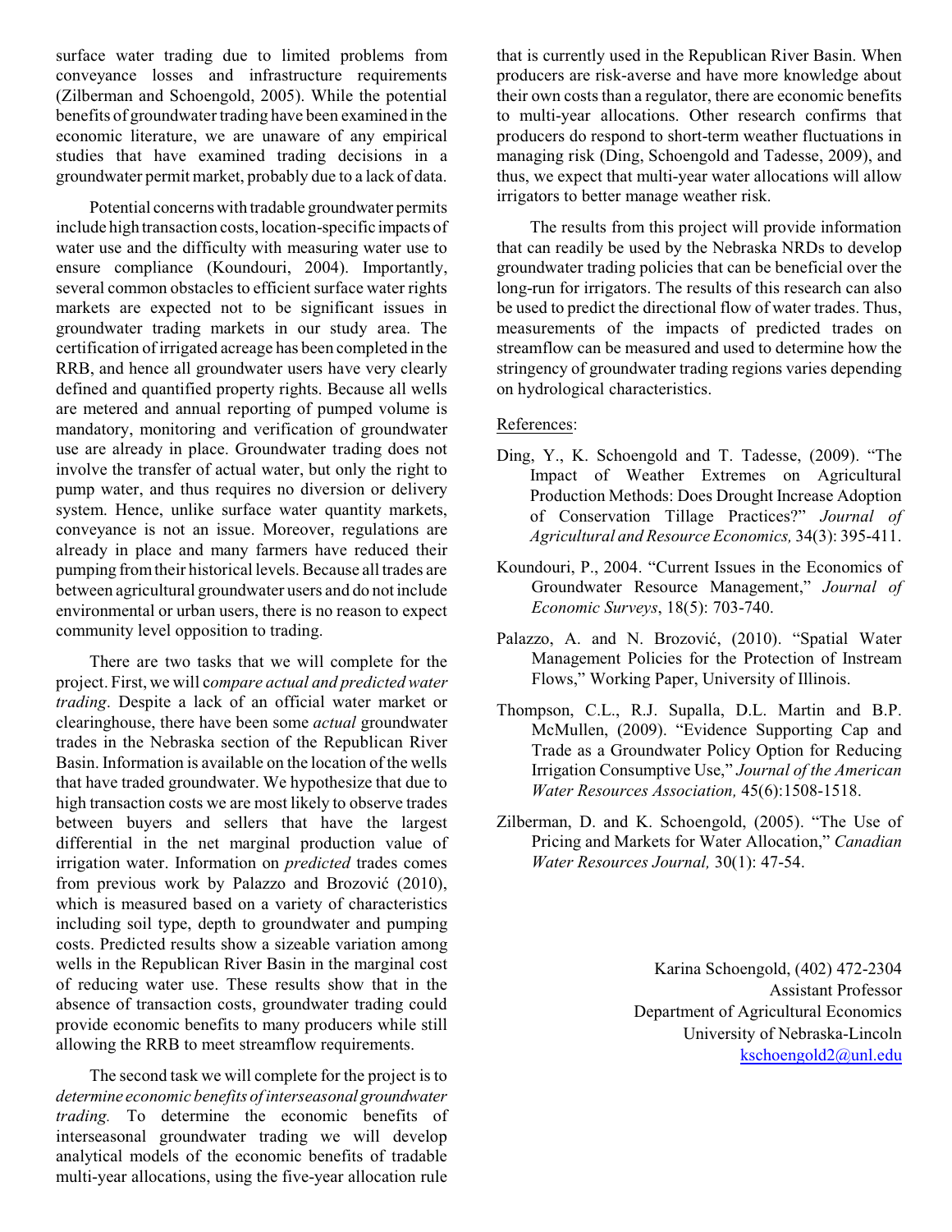surface water trading due to limited problems from conveyance losses and infrastructure requirements (Zilberman and Schoengold, 2005). While the potential benefits of groundwater trading have been examined in the economic literature, we are unaware of any empirical studies that have examined trading decisions in a groundwater permit market, probably due to a lack of data.

Potential concerns with tradable groundwater permits include high transaction costs, location-specific impacts of water use and the difficulty with measuring water use to ensure compliance (Koundouri, 2004). Importantly, several common obstacles to efficient surface water rights markets are expected not to be significant issues in groundwater trading markets in our study area. The certification of irrigated acreage has been completed in the RRB, and hence all groundwater users have very clearly defined and quantified property rights. Because all wells are metered and annual reporting of pumped volume is mandatory, monitoring and verification of groundwater use are already in place. Groundwater trading does not involve the transfer of actual water, but only the right to pump water, and thus requires no diversion or delivery system. Hence, unlike surface water quantity markets, conveyance is not an issue. Moreover, regulations are already in place and many farmers have reduced their pumping from their historical levels. Because all trades are between agricultural groundwater users and do not include environmental or urban users, there is no reason to expect community level opposition to trading.

There are two tasks that we will complete for the project. First, we will *compare actual and predicted water trading*. Despite a lack of an official water market or clearinghouse, there have been some *actual* groundwater trades in the Nebraska section of the Republican River Basin. Information is available on the location of the wells that have traded groundwater. We hypothesize that due to high transaction costs we are most likely to observe trades between buyers and sellers that have the largest differential in the net marginal production value of irrigation water. Information on *predicted* trades comes from previous work by Palazzo and Brozović (2010), which is measured based on a variety of characteristics including soil type, depth to groundwater and pumping costs. Predicted results show a sizeable variation among wells in the Republican River Basin in the marginal cost of reducing water use. These results show that in the absence of transaction costs, groundwater trading could provide economic benefits to many producers while still allowing the RRB to meet streamflow requirements.

The second task we will complete for the project is to *determine economic benefits of interseasonal groundwater trading.* To determine the economic benefits of interseasonal groundwater trading we will develop analytical models of the economic benefits of tradable multi-year allocations, using the five-year allocation rule that is currently used in the Republican River Basin. When producers are risk-averse and have more knowledge about their own costs than a regulator, there are economic benefits to multi-year allocations. Other research confirms that producers do respond to short-term weather fluctuations in managing risk (Ding, Schoengold and Tadesse, 2009), and thus, we expect that multi-year water allocations will allow irrigators to better manage weather risk.

The results from this project will provide information that can readily be used by the Nebraska NRDs to develop groundwater trading policies that can be beneficial over the long-run for irrigators. The results of this research can also be used to predict the directional flow of water trades. Thus, measurements of the impacts of predicted trades on streamflow can be measured and used to determine how the stringency of groundwater trading regions varies depending on hydrological characteristics.

References:

Ding, Y., K. Schoengold and T. Tadesse, (2009). "The Impact of Weather Extremes on Agricultural Production Methods: Does Drought Increase Adoption of Conservation Tillage Practices?" *Journal of Agricultural and Resource Economics,* 34(3): 395-411.

Koundouri, P., 2004. "Current Issues in the Economics of Groundwater Resource Management," *Journal of Economic Surveys*, 18(5): 703-740.

Palazzo, A. and N. Brozović, (2010). "Spatial Water Management Policies for the Protection of Instream Flows," Working Paper, University of Illinois.

Thompson, C.L., R.J. Supalla, D.L. Martin and B.P. McMullen, (2009). "Evidence Supporting Cap and Trade as a Groundwater Policy Option for Reducing Irrigation Consumptive Use," *Journal of the American Water Resources Association,* 45(6):1508-1518.

Zilberman, D. and K. Schoengold, (2005). "The Use of Pricing and Markets for Water Allocation," *Canadian Water Resources Journal,* 30(1): 47-54.

Karina Schoengold, (402) 472-2304
Assistant Professor
Department of Agricultural Economics
University of Nebraska-Lincoln
kschoengold2@unl.edu